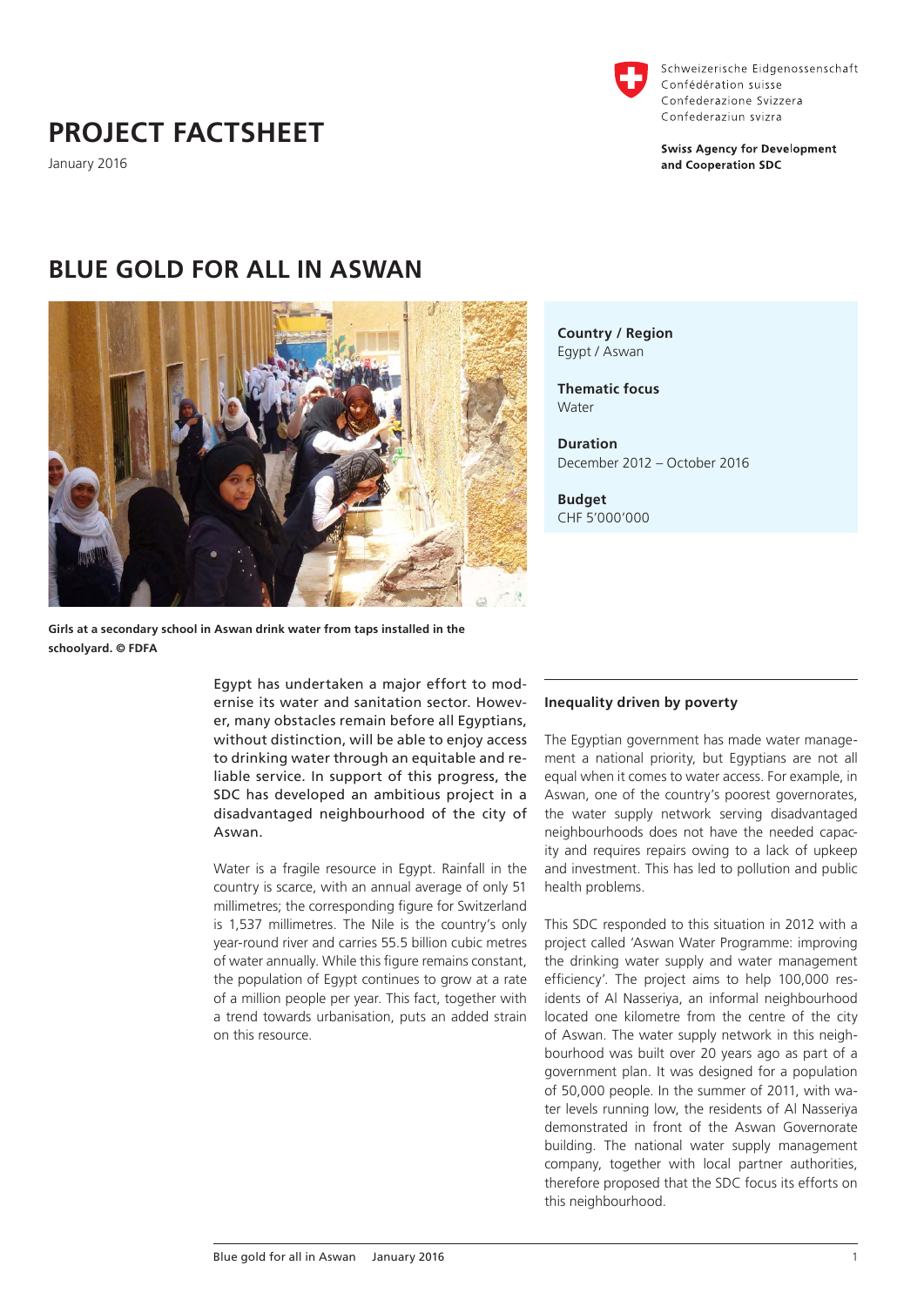# PROJECT FACTSHEET

January 2016

Schweizerische Eidgenossenschaft
Confédération suisse
Confederazione Svizzera
Confederaziun svizra

**Swiss Agency for Development and Cooperation SDC**

## BLUE GOLD FOR ALL IN ASWAN

**Girls at a secondary school in Aswan drink water from taps installed in the schoolyard. © FDFA**

**Country / Region**
Egypt / Aswan

**Thematic focus**
Water

**Duration**
December 2012 – October 2016

**Budget**
CHF 5'000'000

Egypt has undertaken a major effort to modernise its water and sanitation sector. However, many obstacles remain before all Egyptians, without distinction, will be able to enjoy access to drinking water through an equitable and reliable service. In support of this progress, the SDC has developed an ambitious project in a disadvantaged neighbourhood of the city of Aswan.

Water is a fragile resource in Egypt. Rainfall in the country is scarce, with an annual average of only 51 millimetres; the corresponding figure for Switzerland is 1,537 millimetres. The Nile is the country's only year-round river and carries 55.5 billion cubic metres of water annually. While this figure remains constant, the population of Egypt continues to grow at a rate of a million people per year. This fact, together with a trend towards urbanisation, puts an added strain on this resource.

### Inequality driven by poverty

The Egyptian government has made water management a national priority, but Egyptians are not all equal when it comes to water access. For example, in Aswan, one of the country's poorest governorates, the water supply network serving disadvantaged neighbourhoods does not have the needed capacity and requires repairs owing to a lack of upkeep and investment. This has led to pollution and public health problems.

This SDC responded to this situation in 2012 with a project called 'Aswan Water Programme: improving the drinking water supply and water management efficiency'. The project aims to help 100,000 residents of Al Nasseriya, an informal neighbourhood located one kilometre from the centre of the city of Aswan. The water supply network in this neighbourhood was built over 20 years ago as part of a government plan. It was designed for a population of 50,000 people. In the summer of 2011, with water levels running low, the residents of Al Nasseriya demonstrated in front of the Aswan Governorate building. The national water supply management company, together with local partner authorities, therefore proposed that the SDC focus its efforts on this neighbourhood.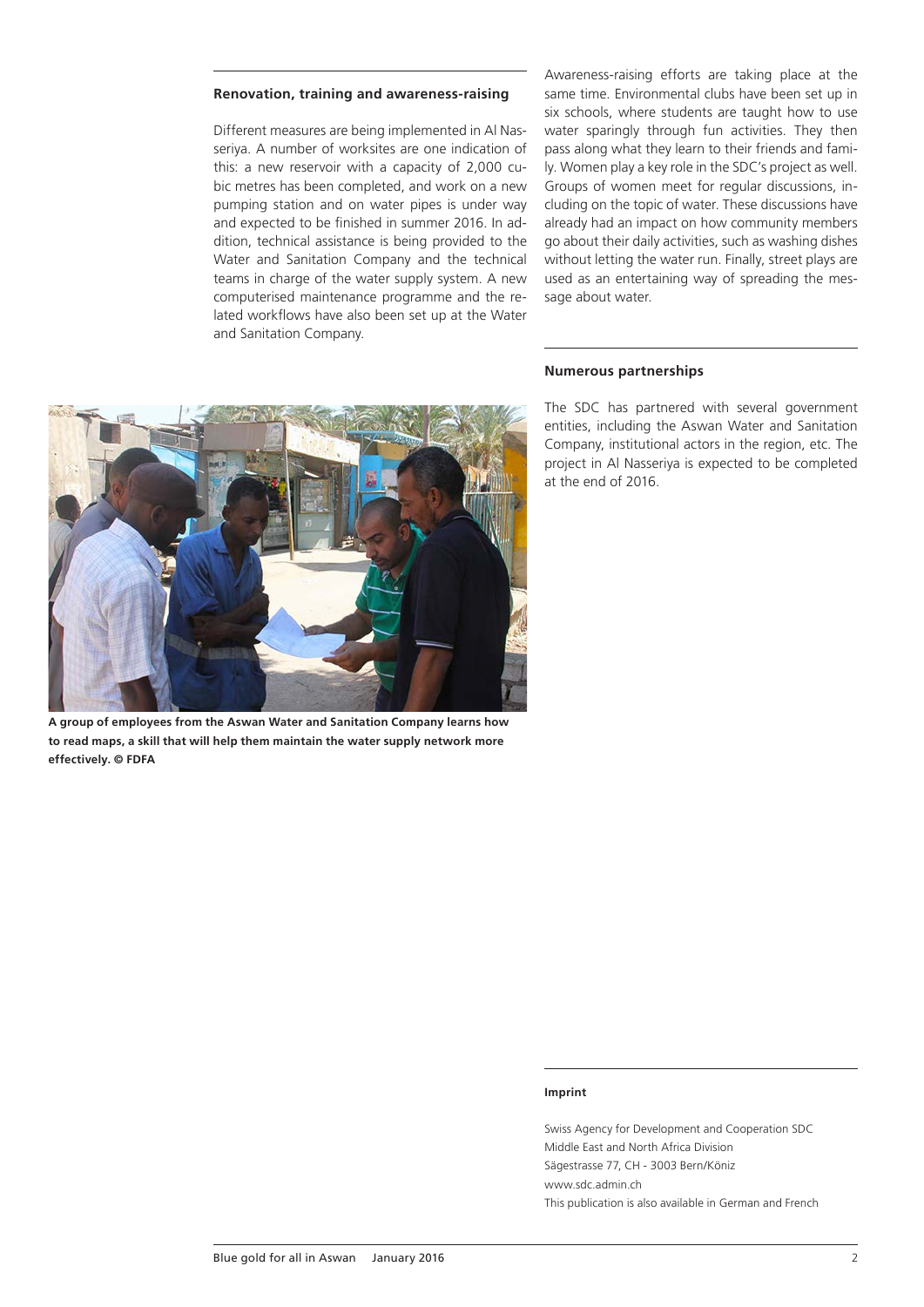## Renovation, training and awareness-raising

Different measures are being implemented in Al Nasseriya. A number of worksites are one indication of this: a new reservoir with a capacity of 2,000 cubic metres has been completed, and work on a new pumping station and on water pipes is under way and expected to be finished in summer 2016. In addition, technical assistance is being provided to the Water and Sanitation Company and the technical teams in charge of the water supply system. A new computerised maintenance programme and the related workflows have also been set up at the Water and Sanitation Company.

**A group of employees from the Aswan Water and Sanitation Company learns how to read maps, a skill that will help them maintain the water supply network more effectively. © FDFA**

Awareness-raising efforts are taking place at the same time. Environmental clubs have been set up in six schools, where students are taught how to use water sparingly through fun activities. They then pass along what they learn to their friends and family. Women play a key role in the SDC's project as well. Groups of women meet for regular discussions, including on the topic of water. These discussions have already had an impact on how community members go about their daily activities, such as washing dishes without letting the water run. Finally, street plays are used as an entertaining way of spreading the message about water.

## Numerous partnerships

The SDC has partnered with several government entities, including the Aswan Water and Sanitation Company, institutional actors in the region, etc. The project in Al Nasseriya is expected to be completed at the end of 2016.

### Imprint

Swiss Agency for Development and Cooperation SDC
Middle East and North Africa Division
Sägestrasse 77, CH - 3003 Bern/Köniz
www.sdc.admin.ch
This publication is also available in German and French